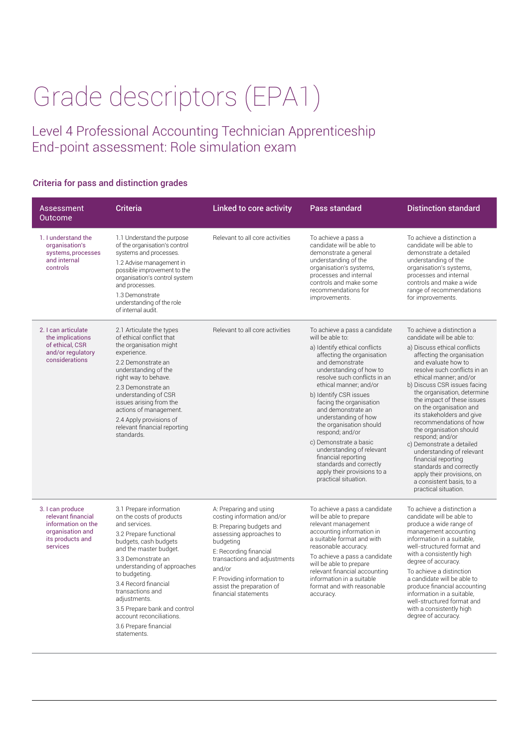# Grade descriptors (EPA1)

## Level 4 Professional Accounting Technician Apprenticeship End-point assessment: Role simulation exam

### Criteria for pass and distinction grades

| Assessment Outcome | Criteria | Linked to core activity | Pass standard | Distinction standard |
|---|---|---|---|---|
| 1. I understand the organisation's systems, processes and internal controls | 1.1 Understand the purpose of the organisation's control systems and processes.<br>1.2 Advise management in possible improvement to the organisation's control system and processes.<br>1.3 Demonstrate understanding of the role of internal audit. | Relevant to all core activities | To achieve a pass a candidate will be able to demonstrate a general understanding of the organisation's systems, processes and internal controls and make some recommendations for improvements. | To achieve a distinction a candidate will be able to demonstrate a detailed understanding of the organisation's systems, processes and internal controls and make a wide range of recommendations for improvements. |
| 2. I can articulate the implications of ethical, CSR and/or regulatory considerations | 2.1 Articulate the types of ethical conflict that the organisation might experience.<br>2.2 Demonstrate an understanding of the right way to behave.<br>2.3 Demonstrate an understanding of CSR issues arising from the actions of management.<br>2.4 Apply provisions of relevant financial reporting standards. | Relevant to all core activities | To achieve a pass a candidate will be able to:<br>a) Identify ethical conflicts affecting the organisation and demonstrate understanding of how to resolve such conflicts in an ethical manner; and/or<br>b) Identify CSR issues facing the organisation and demonstrate an understanding of how the organisation should respond; and/or<br>c) Demonstrate a basic understanding of relevant financial reporting standards and correctly apply their provisions to a practical situation. | To achieve a distinction a candidate will be able to:<br>a) Discuss ethical conflicts affecting the organisation and evaluate how to resolve such conflicts in an ethical manner; and/or<br>b) Discuss CSR issues facing the organisation, determine the impact of these issues on the organisation and its stakeholders and give recommendations of how the organisation should respond; and/or<br>c) Demonstrate a detailed understanding of relevant financial reporting standards and correctly apply their provisions, on a consistent basis, to a practical situation. |
| 3. I can produce relevant financial information on the organisation and its products and services | 3.1 Prepare information on the costs of products and services.<br>3.2 Prepare functional budgets, cash budgets and the master budget.<br>3.3 Demonstrate an understanding of approaches to budgeting.<br>3.4 Record financial transactions and adjustments.<br>3.5 Prepare bank and control account reconciliations.<br>3.6 Prepare financial statements. | A: Preparing and using costing information and/or<br>B: Preparing budgets and assessing approaches to budgeting<br>E: Recording financial transactions and adjustments<br>and/or<br>F: Providing information to assist the preparation of financial statements | To achieve a pass a candidate will be able to prepare relevant management accounting information in a suitable format and with reasonable accuracy.<br>To achieve a pass a candidate will be able to prepare relevant financial accounting information in a suitable format and with reasonable accuracy. | To achieve a distinction a candidate will be able to produce a wide range of management accounting information in a suitable, well-structured format and with a consistently high degree of accuracy.<br>To achieve a distinction a candidate will be able to produce financial accounting information in a suitable, well-structured format and with a consistently high degree of accuracy. |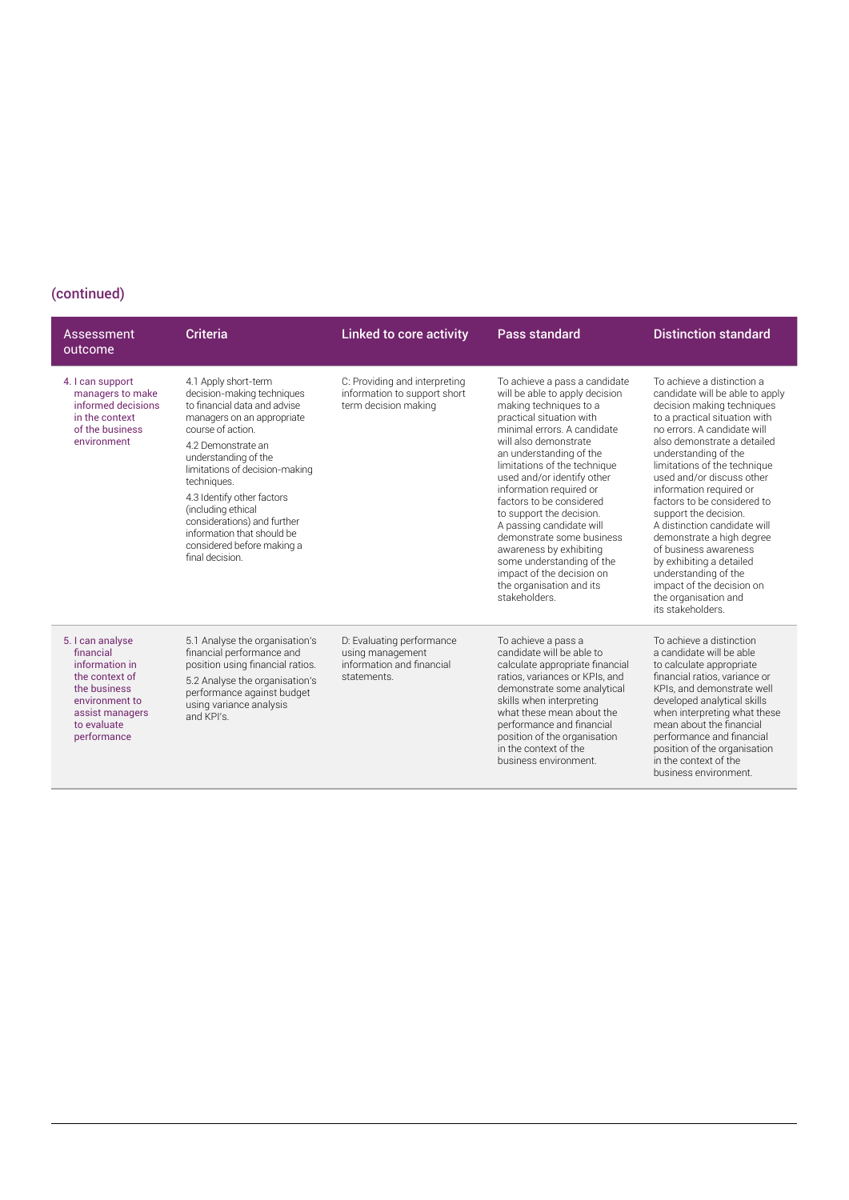## (continued)

| Assessment outcome | Criteria | Linked to core activity | Pass standard | Distinction standard |
|---|---|---|---|---|
| 4. I can support managers to make informed decisions in the context of the business environment | 4.1 Apply short-term decision-making techniques to financial data and advise managers on an appropriate course of action.<br>4.2 Demonstrate an understanding of the limitations of decision-making techniques.<br>4.3 Identify other factors (including ethical considerations) and further information that should be considered before making a final decision. | C: Providing and interpreting information to support short term decision making | To achieve a pass a candidate will be able to apply decision making techniques to a practical situation with minimal errors. A candidate will also demonstrate an understanding of the limitations of the technique used and/or identify other information required or factors to be considered to support the decision. A passing candidate will demonstrate some business awareness by exhibiting some understanding of the impact of the decision on the organisation and its stakeholders. | To achieve a distinction a candidate will be able to apply decision making techniques to a practical situation with no errors. A candidate will also demonstrate a detailed understanding of the limitations of the technique used and/or discuss other information required or factors to be considered to support the decision. A distinction candidate will demonstrate a high degree of business awareness by exhibiting a detailed understanding of the impact of the decision on the organisation and its stakeholders. |
| 5. I can analyse financial information in the context of the business environment to assist managers to evaluate performance | 5.1 Analyse the organisation's financial performance and position using financial ratios.<br>5.2 Analyse the organisation's performance against budget using variance analysis and KPI's. | D: Evaluating performance using management information and financial statements. | To achieve a pass a candidate will be able to calculate appropriate financial ratios, variances or KPIs, and demonstrate some analytical skills when interpreting what these mean about the performance and financial position of the organisation in the context of the business environment. | To achieve a distinction a candidate will be able to calculate appropriate financial ratios, variance or KPIs, and demonstrate well developed analytical skills when interpreting what these mean about the financial performance and financial position of the organisation in the context of the business environment. |